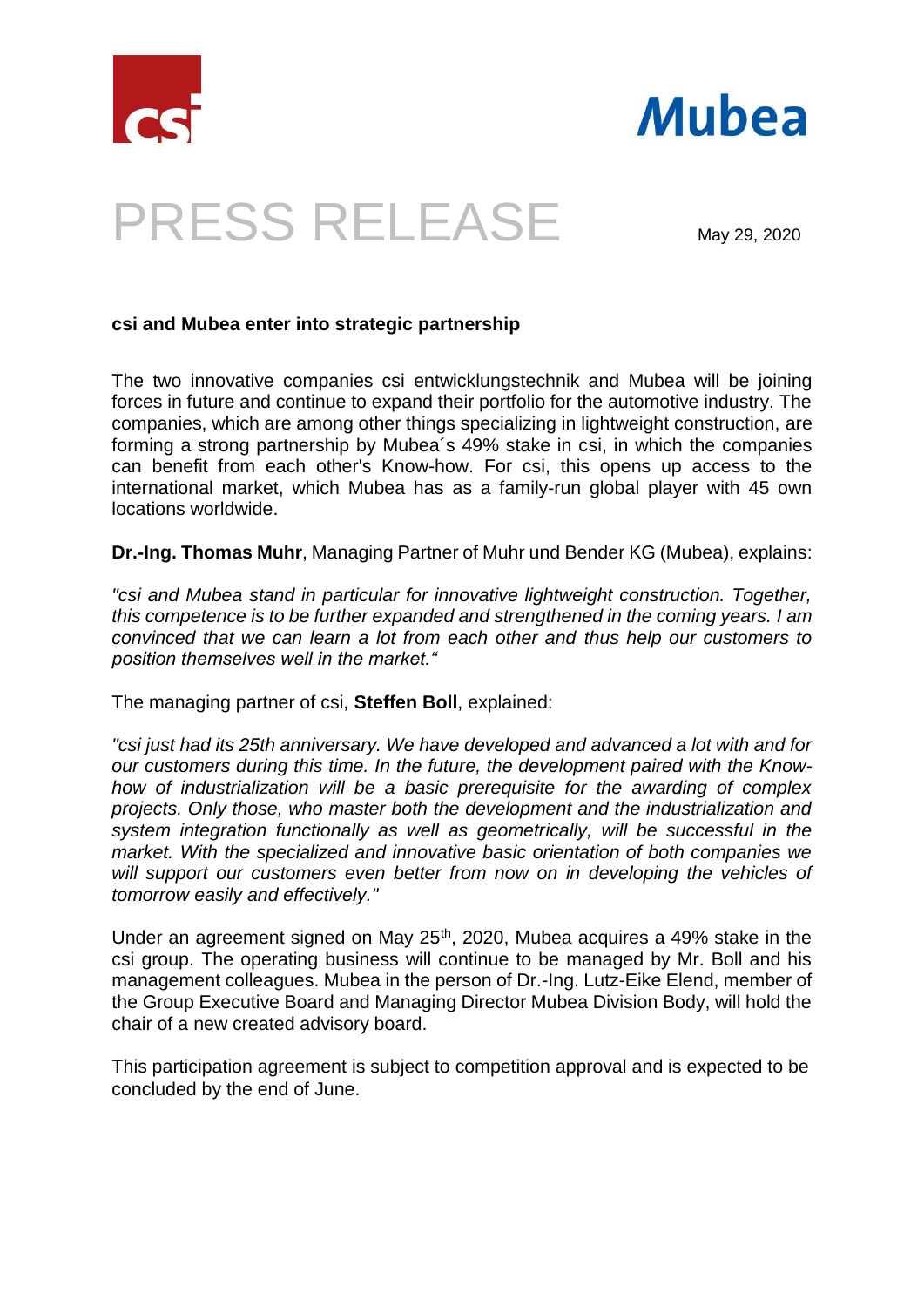csi

Mubea

# PRESS RELEASE

May 29, 2020

**csi and Mubea enter into strategic partnership**

The two innovative companies csi entwicklungstechnik and Mubea will be joining forces in future and continue to expand their portfolio for the automotive industry. The companies, which are among other things specializing in lightweight construction, are forming a strong partnership by Mubea´s 49% stake in csi, in which the companies can benefit from each other's Know-how. For csi, this opens up access to the international market, which Mubea has as a family-run global player with 45 own locations worldwide.

**Dr.-Ing. Thomas Muhr**, Managing Partner of Muhr und Bender KG (Mubea), explains:

*"csi and Mubea stand in particular for innovative lightweight construction. Together, this competence is to be further expanded and strengthened in the coming years. I am convinced that we can learn a lot from each other and thus help our customers to position themselves well in the market."*

The managing partner of csi, **Steffen Boll**, explained:

*"csi just had its 25th anniversary. We have developed and advanced a lot with and for our customers during this time. In the future, the development paired with the Know-how of industrialization will be a basic prerequisite for the awarding of complex projects. Only those, who master both the development and the industrialization and system integration functionally as well as geometrically, will be successful in the market. With the specialized and innovative basic orientation of both companies we will support our customers even better from now on in developing the vehicles of tomorrow easily and effectively."*

Under an agreement signed on May 25th, 2020, Mubea acquires a 49% stake in the csi group. The operating business will continue to be managed by Mr. Boll and his management colleagues. Mubea in the person of Dr.-Ing. Lutz-Eike Elend, member of the Group Executive Board and Managing Director Mubea Division Body, will hold the chair of a new created advisory board.

This participation agreement is subject to competition approval and is expected to be concluded by the end of June.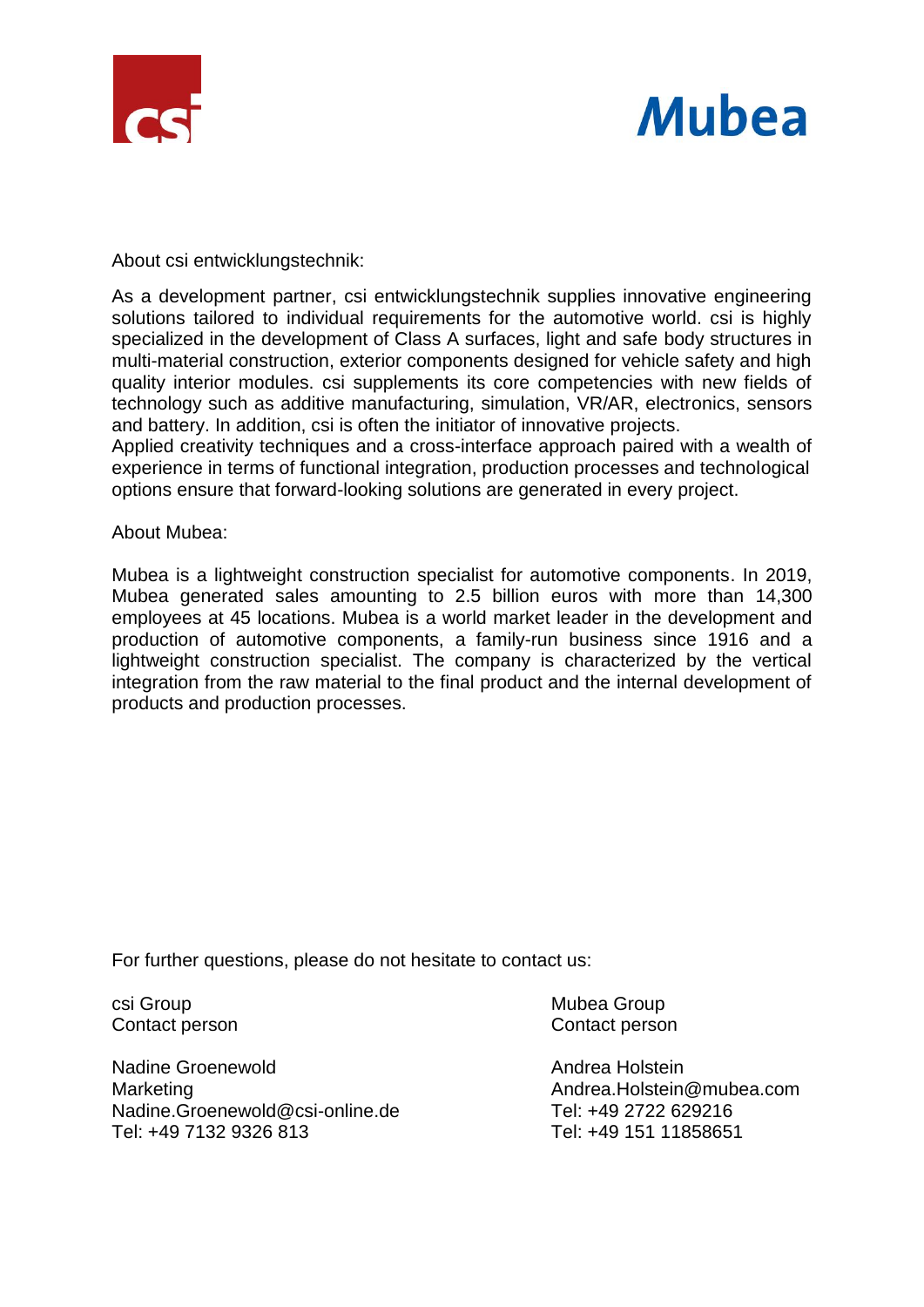About csi entwicklungstechnik:

As a development partner, csi entwicklungstechnik supplies innovative engineering solutions tailored to individual requirements for the automotive world. csi is highly specialized in the development of Class A surfaces, light and safe body structures in multi-material construction, exterior components designed for vehicle safety and high quality interior modules. csi supplements its core competencies with new fields of technology such as additive manufacturing, simulation, VR/AR, electronics, sensors and battery. In addition, csi is often the initiator of innovative projects.
Applied creativity techniques and a cross-interface approach paired with a wealth of experience in terms of functional integration, production processes and technological options ensure that forward-looking solutions are generated in every project.

About Mubea:

Mubea is a lightweight construction specialist for automotive components. In 2019, Mubea generated sales amounting to 2.5 billion euros with more than 14,300 employees at 45 locations. Mubea is a world market leader in the development and production of automotive components, a family-run business since 1916 and a lightweight construction specialist. The company is characterized by the vertical integration from the raw material to the final product and the internal development of products and production processes.

For further questions, please do not hesitate to contact us:

csi Group
Contact person

Nadine Groenewold
Marketing
Nadine.Groenewold@csi-online.de
Tel: +49 7132 9326 813

Mubea Group
Contact person

Andrea Holstein
Andrea.Holstein@mubea.com
Tel: +49 2722 629216
Tel: +49 151 11858651